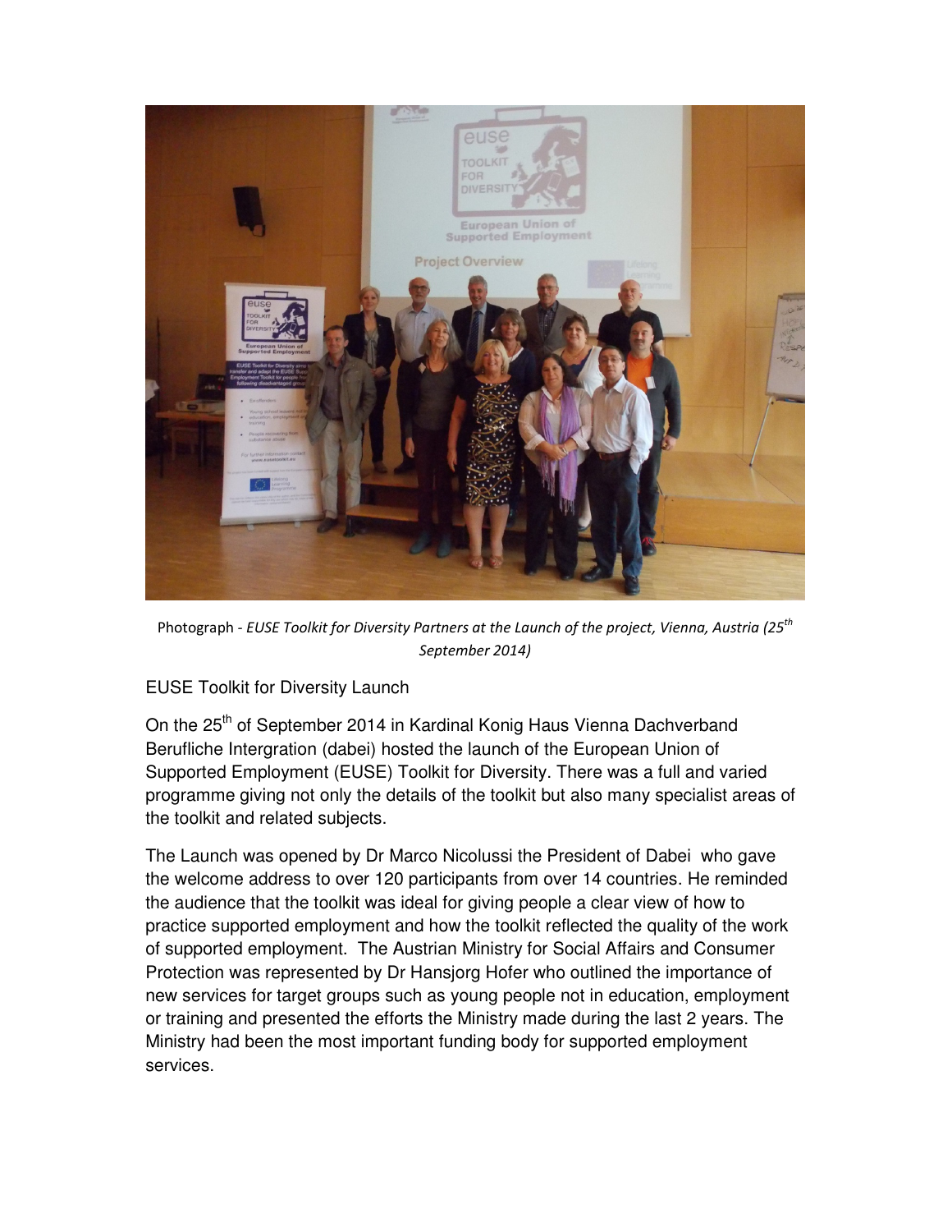Photograph - *EUSE Toolkit for Diversity Partners at the Launch of the project, Vienna, Austria (25th September 2014)*

EUSE Toolkit for Diversity Launch

On the 25th of September 2014 in Kardinal Konig Haus Vienna Dachverband Berufliche Intergration (dabei) hosted the launch of the European Union of Supported Employment (EUSE) Toolkit for Diversity. There was a full and varied programme giving not only the details of the toolkit but also many specialist areas of the toolkit and related subjects.

The Launch was opened by Dr Marco Nicolussi the President of Dabei who gave the welcome address to over 120 participants from over 14 countries. He reminded the audience that the toolkit was ideal for giving people a clear view of how to practice supported employment and how the toolkit reflected the quality of the work of supported employment. The Austrian Ministry for Social Affairs and Consumer Protection was represented by Dr Hansjorg Hofer who outlined the importance of new services for target groups such as young people not in education, employment or training and presented the efforts the Ministry made during the last 2 years. The Ministry had been the most important funding body for supported employment services.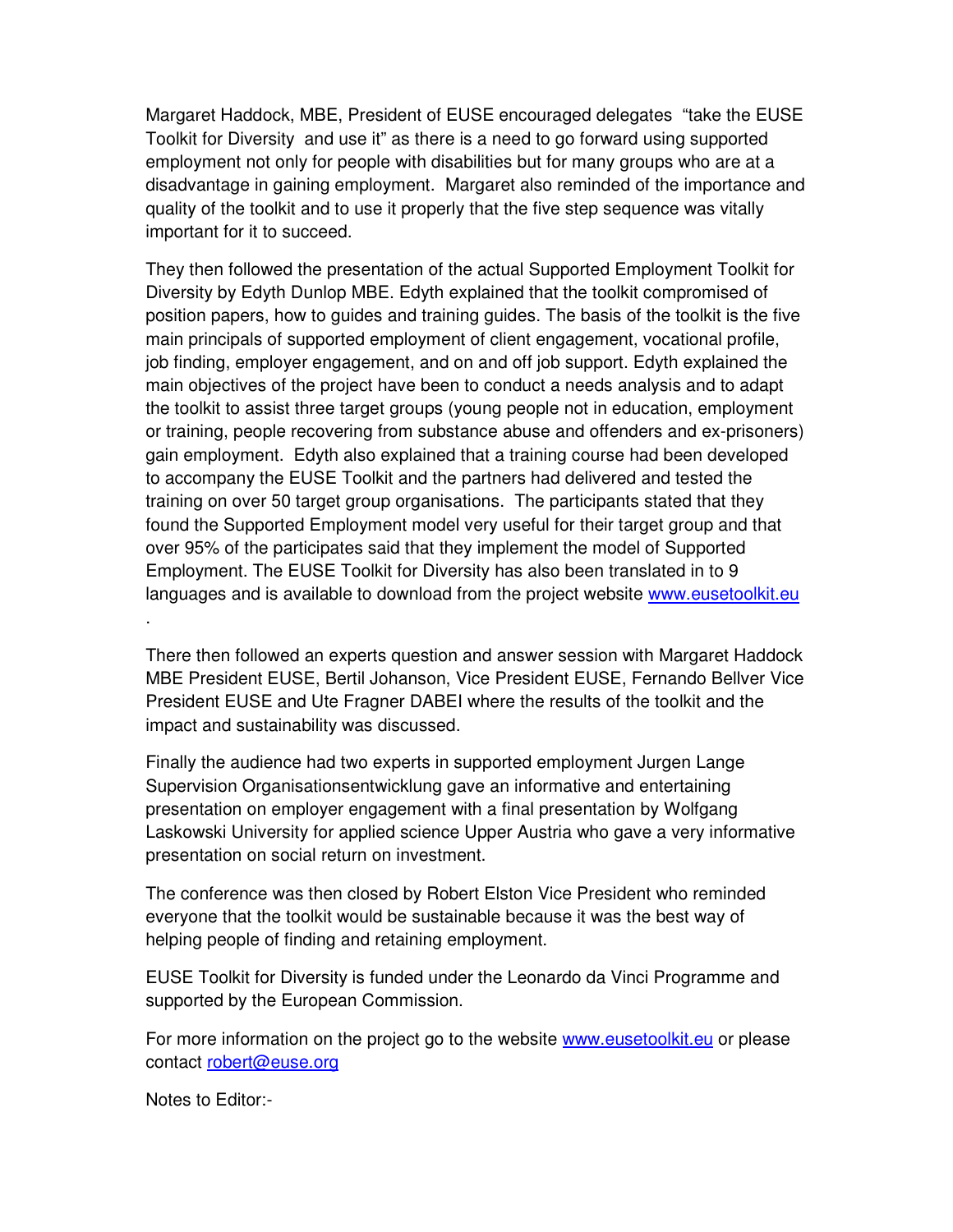Margaret Haddock, MBE, President of EUSE encouraged delegates "take the EUSE Toolkit for Diversity and use it" as there is a need to go forward using supported employment not only for people with disabilities but for many groups who are at a disadvantage in gaining employment. Margaret also reminded of the importance and quality of the toolkit and to use it properly that the five step sequence was vitally important for it to succeed.

They then followed the presentation of the actual Supported Employment Toolkit for Diversity by Edyth Dunlop MBE. Edyth explained that the toolkit compromised of position papers, how to guides and training guides. The basis of the toolkit is the five main principals of supported employment of client engagement, vocational profile, job finding, employer engagement, and on and off job support. Edyth explained the main objectives of the project have been to conduct a needs analysis and to adapt the toolkit to assist three target groups (young people not in education, employment or training, people recovering from substance abuse and offenders and ex-prisoners) gain employment. Edyth also explained that a training course had been developed to accompany the EUSE Toolkit and the partners had delivered and tested the training on over 50 target group organisations. The participants stated that they found the Supported Employment model very useful for their target group and that over 95% of the participates said that they implement the model of Supported Employment. The EUSE Toolkit for Diversity has also been translated in to 9 languages and is available to download from the project website www.eusetoolkit.eu .

There then followed an experts question and answer session with Margaret Haddock MBE President EUSE, Bertil Johanson, Vice President EUSE, Fernando Bellver Vice President EUSE and Ute Fragner DABEI where the results of the toolkit and the impact and sustainability was discussed.

Finally the audience had two experts in supported employment Jurgen Lange Supervision Organisationsentwicklung gave an informative and entertaining presentation on employer engagement with a final presentation by Wolfgang Laskowski University for applied science Upper Austria who gave a very informative presentation on social return on investment.

The conference was then closed by Robert Elston Vice President who reminded everyone that the toolkit would be sustainable because it was the best way of helping people of finding and retaining employment.

EUSE Toolkit for Diversity is funded under the Leonardo da Vinci Programme and supported by the European Commission.

For more information on the project go to the website www.eusetoolkit.eu or please contact robert@euse.org

Notes to Editor:-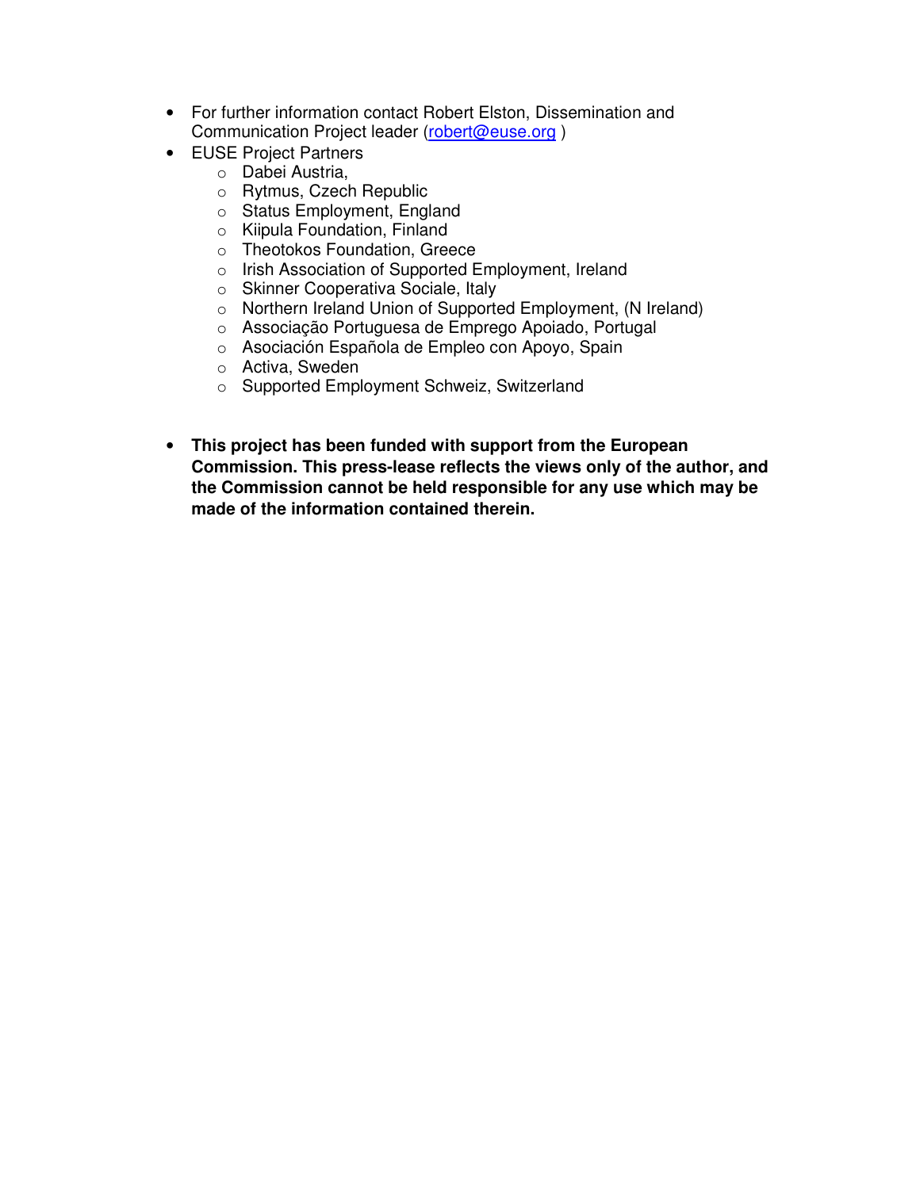- For further information contact Robert Elston, Dissemination and Communication Project leader (robert@euse.org )
- EUSE Project Partners
  - Dabei Austria,
  - Rytmus, Czech Republic
  - Status Employment, England
  - Kiipula Foundation, Finland
  - Theotokos Foundation, Greece
  - Irish Association of Supported Employment, Ireland
  - Skinner Cooperativa Sociale, Italy
  - Northern Ireland Union of Supported Employment, (N Ireland)
  - Associação Portuguesa de Emprego Apoiado, Portugal
  - Asociación Española de Empleo con Apoyo, Spain
  - Activa, Sweden
  - Supported Employment Schweiz, Switzerland

- **This project has been funded with support from the European Commission. This press-lease reflects the views only of the author, and the Commission cannot be held responsible for any use which may be made of the information contained therein.**